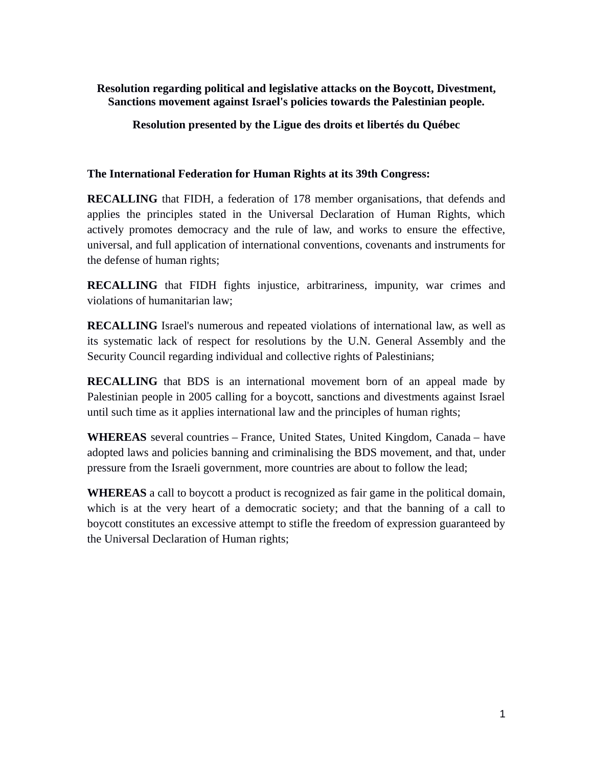**Resolution regarding political and legislative attacks on the Boycott, Divestment, Sanctions movement against Israel's policies towards the Palestinian people.**

**Resolution presented by the Ligue des droits et libertés du Québec**

**The International Federation for Human Rights at its 39th Congress:**

**RECALLING** that FIDH, a federation of 178 member organisations, that defends and applies the principles stated in the Universal Declaration of Human Rights, which actively promotes democracy and the rule of law, and works to ensure the effective, universal, and full application of international conventions, covenants and instruments for the defense of human rights;

**RECALLING** that FIDH fights injustice, arbitrariness, impunity, war crimes and violations of humanitarian law;

**RECALLING** Israel's numerous and repeated violations of international law, as well as its systematic lack of respect for resolutions by the U.N. General Assembly and the Security Council regarding individual and collective rights of Palestinians;

**RECALLING** that BDS is an international movement born of an appeal made by Palestinian people in 2005 calling for a boycott, sanctions and divestments against Israel until such time as it applies international law and the principles of human rights;

**WHEREAS** several countries – France, United States, United Kingdom, Canada – have adopted laws and policies banning and criminalising the BDS movement, and that, under pressure from the Israeli government, more countries are about to follow the lead;

**WHEREAS** a call to boycott a product is recognized as fair game in the political domain, which is at the very heart of a democratic society; and that the banning of a call to boycott constitutes an excessive attempt to stifle the freedom of expression guaranteed by the Universal Declaration of Human rights;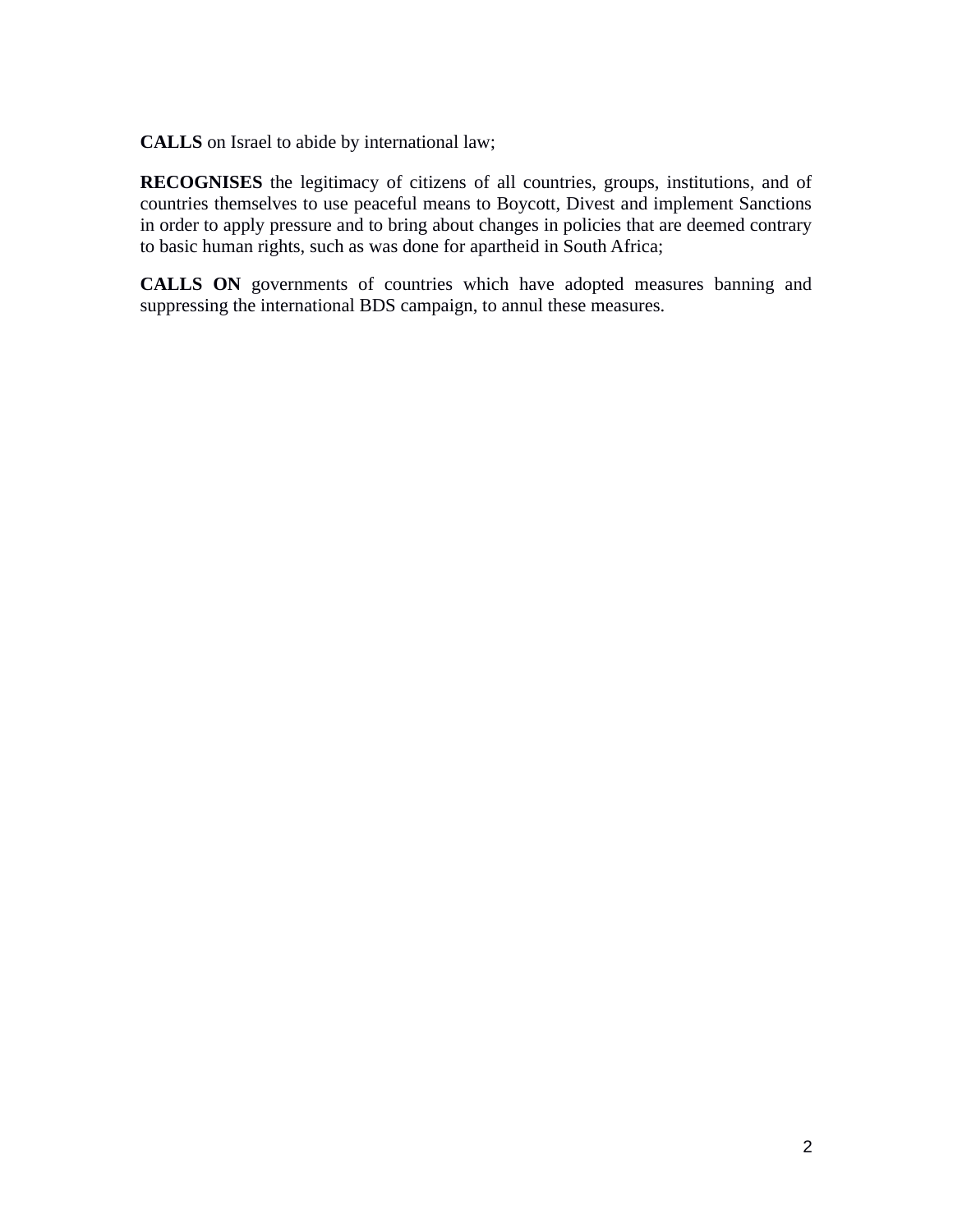**CALLS** on Israel to abide by international law;

**RECOGNISES** the legitimacy of citizens of all countries, groups, institutions, and of countries themselves to use peaceful means to Boycott, Divest and implement Sanctions in order to apply pressure and to bring about changes in policies that are deemed contrary to basic human rights, such as was done for apartheid in South Africa;

**CALLS ON** governments of countries which have adopted measures banning and suppressing the international BDS campaign, to annul these measures.